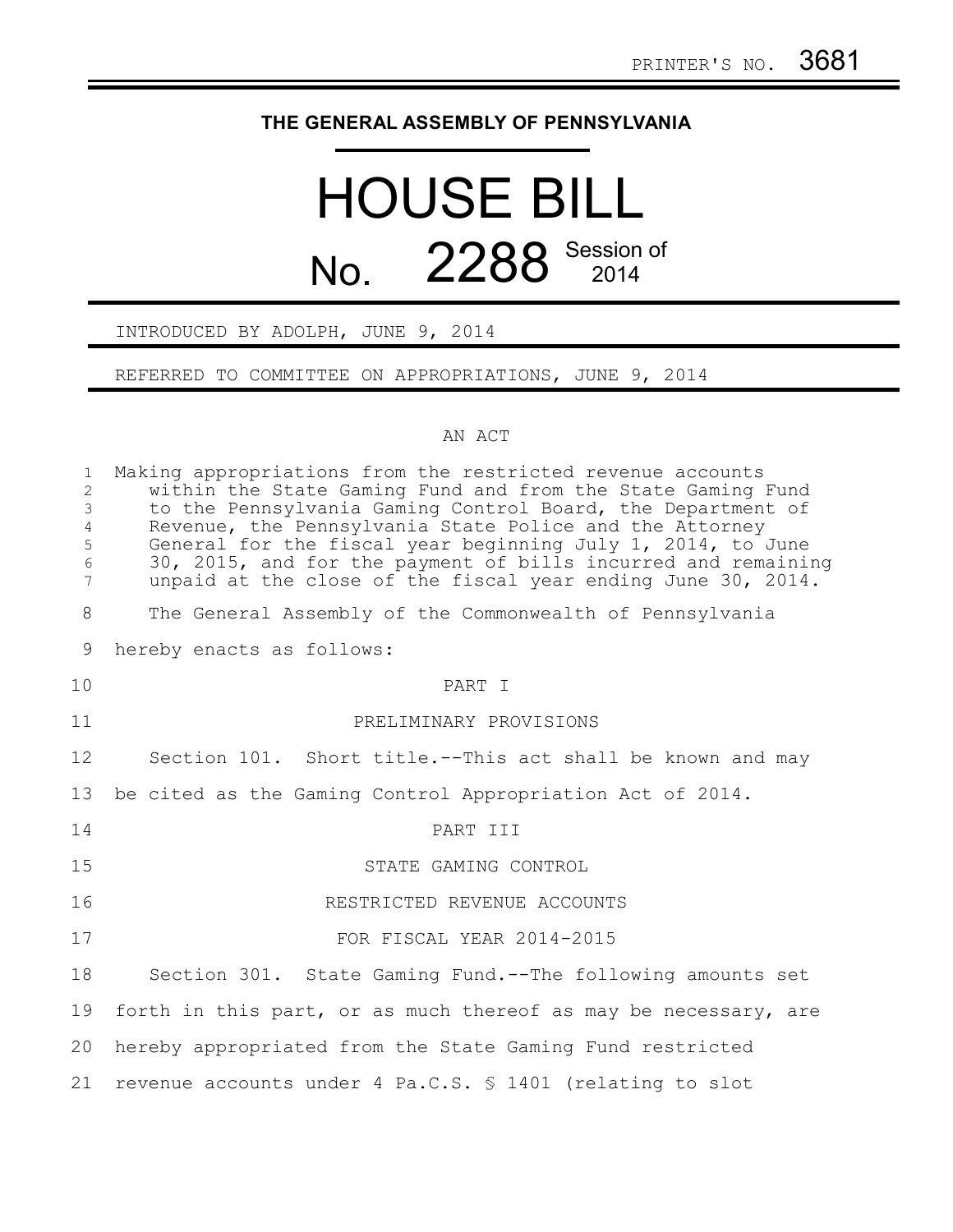PRINTER'S NO. 3681

**THE GENERAL ASSEMBLY OF PENNSYLVANIA**

# HOUSE BILL

# No. 2288 Session of 2014

INTRODUCED BY ADOLPH, JUNE 9, 2014

REFERRED TO COMMITTEE ON APPROPRIATIONS, JUNE 9, 2014

AN ACT

Making appropriations from the restricted revenue accounts within the State Gaming Fund and from the State Gaming Fund to the Pennsylvania Gaming Control Board, the Department of Revenue, the Pennsylvania State Police and the Attorney General for the fiscal year beginning July 1, 2014, to June 30, 2015, and for the payment of bills incurred and remaining unpaid at the close of the fiscal year ending June 30, 2014.

The General Assembly of the Commonwealth of Pennsylvania hereby enacts as follows:

PART I

PRELIMINARY PROVISIONS

Section 101. Short title.--This act shall be known and may be cited as the Gaming Control Appropriation Act of 2014.

PART III

STATE GAMING CONTROL

RESTRICTED REVENUE ACCOUNTS

FOR FISCAL YEAR 2014-2015

Section 301. State Gaming Fund.--The following amounts set forth in this part, or as much thereof as may be necessary, are hereby appropriated from the State Gaming Fund restricted revenue accounts under 4 Pa.C.S. § 1401 (relating to slot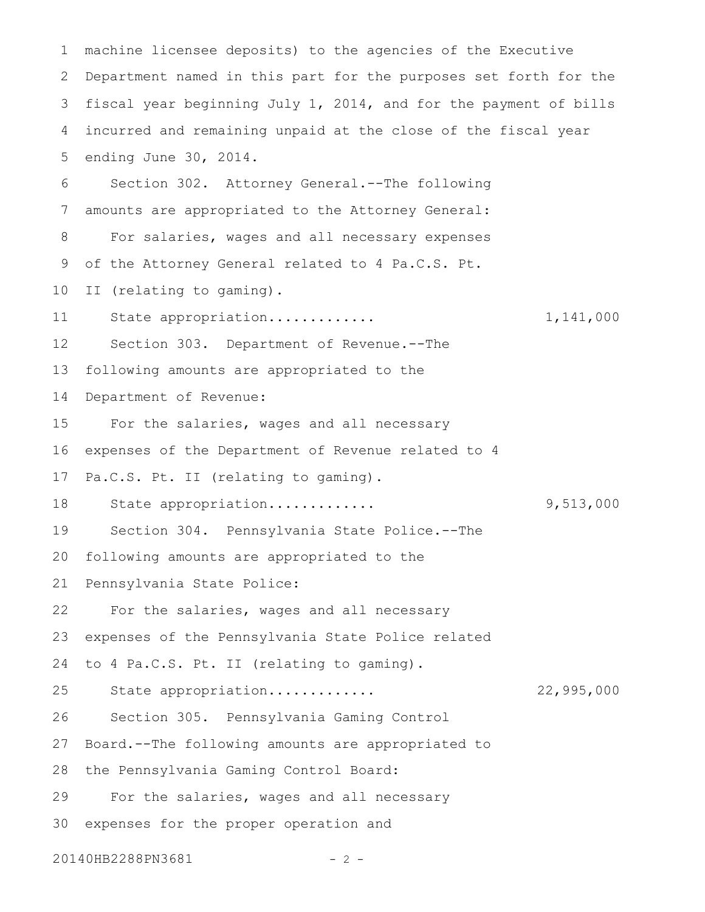machine licensee deposits) to the agencies of the Executive Department named in this part for the purposes set forth for the fiscal year beginning July 1, 2014, and for the payment of bills incurred and remaining unpaid at the close of the fiscal year ending June 30, 2014.

Section 302. Attorney General.--The following amounts are appropriated to the Attorney General:

For salaries, wages and all necessary expenses of the Attorney General related to 4 Pa.C.S. Pt. II (relating to gaming).

State appropriation............ 1,141,000

Section 303. Department of Revenue.--The following amounts are appropriated to the Department of Revenue:

For the salaries, wages and all necessary expenses of the Department of Revenue related to 4 Pa.C.S. Pt. II (relating to gaming).

State appropriation............ 9,513,000

Section 304. Pennsylvania State Police.--The following amounts are appropriated to the Pennsylvania State Police:

For the salaries, wages and all necessary expenses of the Pennsylvania State Police related to 4 Pa.C.S. Pt. II (relating to gaming).

State appropriation............ 22,995,000

Section 305. Pennsylvania Gaming Control Board.--The following amounts are appropriated to the Pennsylvania Gaming Control Board:

For the salaries, wages and all necessary expenses for the proper operation and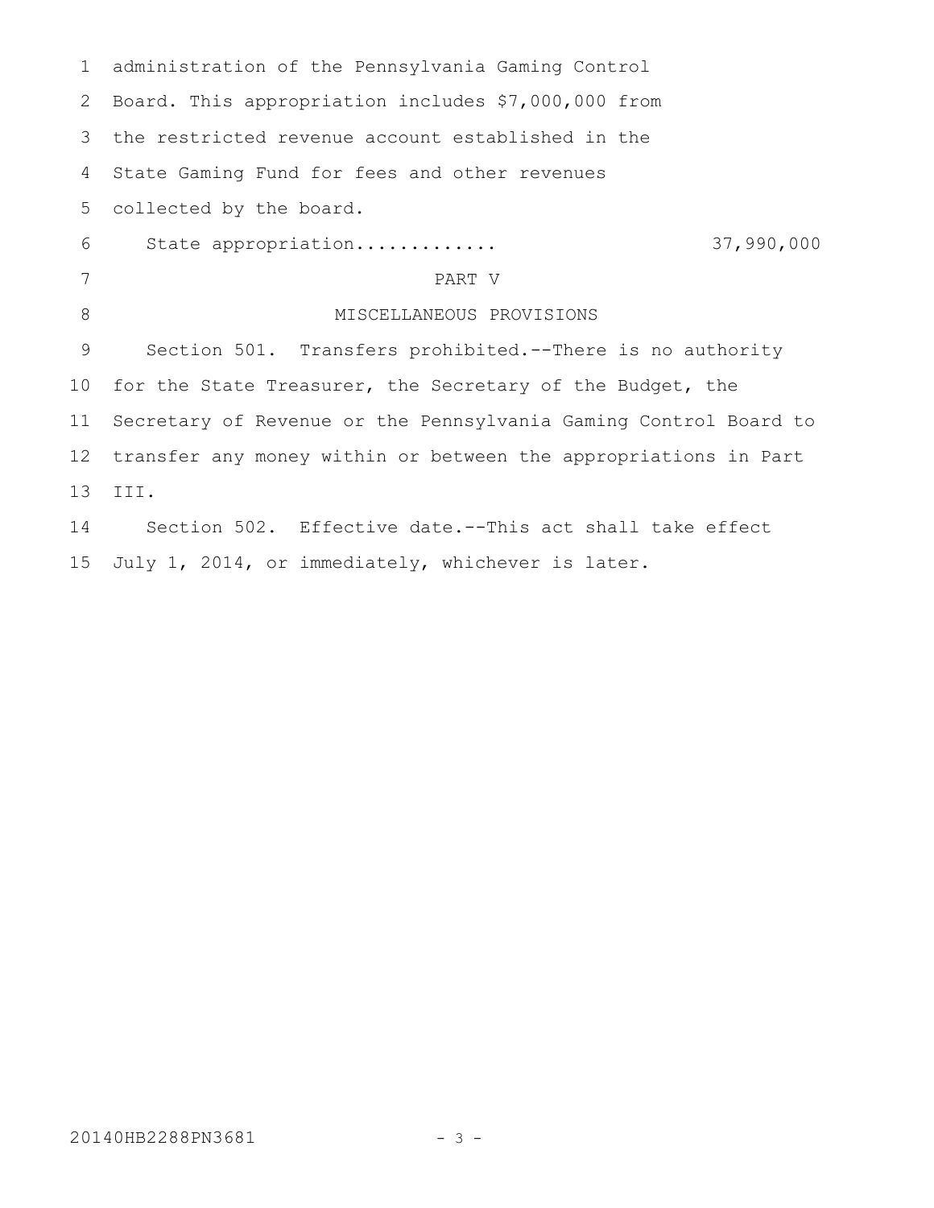administration of the Pennsylvania Gaming Control Board. This appropriation includes $7,000,000 from the restricted revenue account established in the State Gaming Fund for fees and other revenues collected by the board.

State appropriation............ 37,990,000

## PART V

## MISCELLANEOUS PROVISIONS

Section 501. Transfers prohibited.--There is no authority for the State Treasurer, the Secretary of the Budget, the Secretary of Revenue or the Pennsylvania Gaming Control Board to transfer any money within or between the appropriations in Part III.

Section 502. Effective date.--This act shall take effect July 1, 2014, or immediately, whichever is later.